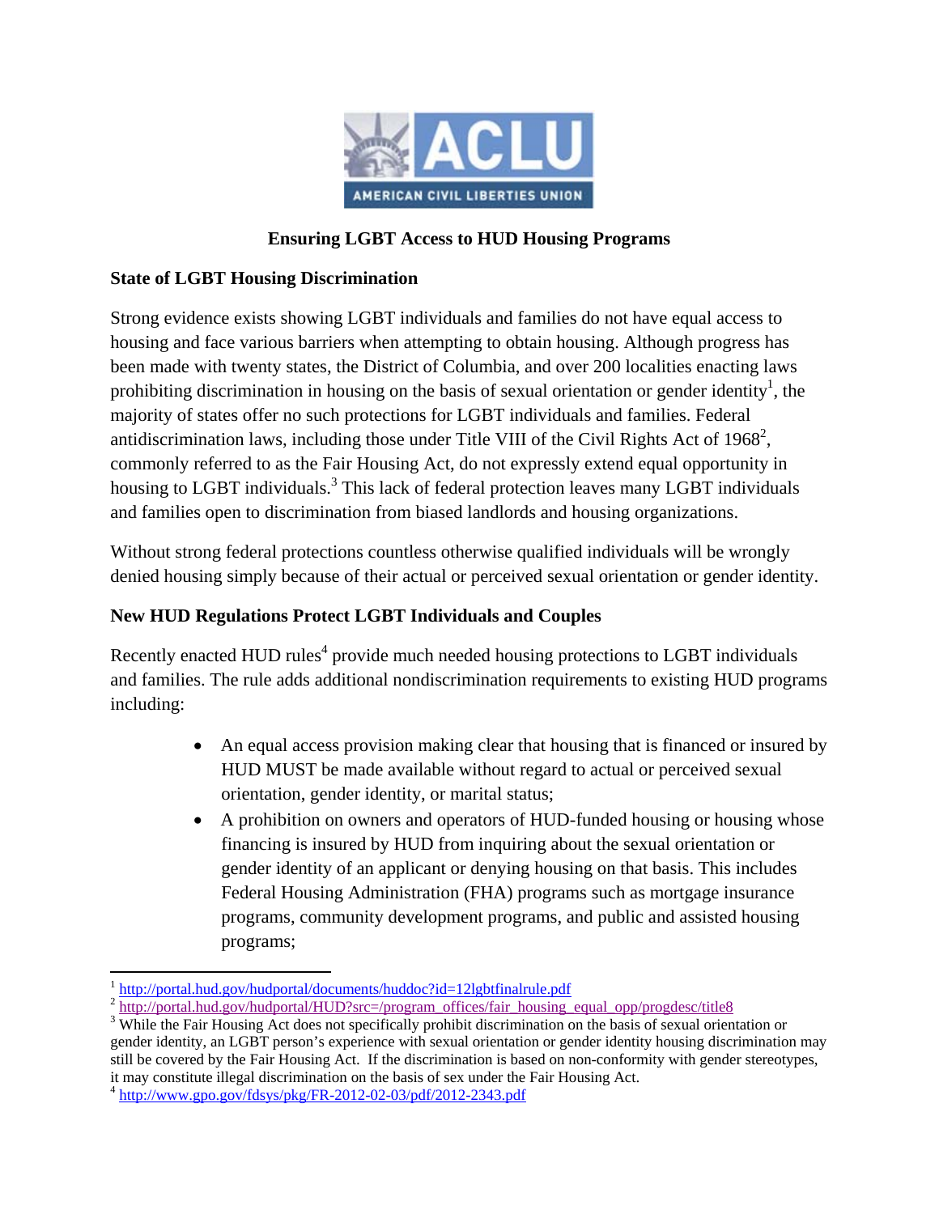ACLU

AMERICAN CIVIL LIBERTIES UNION

# Ensuring LGBT Access to HUD Housing Programs

## State of LGBT Housing Discrimination

Strong evidence exists showing LGBT individuals and families do not have equal access to housing and face various barriers when attempting to obtain housing. Although progress has been made with twenty states, the District of Columbia, and over 200 localities enacting laws prohibiting discrimination in housing on the basis of sexual orientation or gender identity[1], the majority of states offer no such protections for LGBT individuals and families. Federal antidiscrimination laws, including those under Title VIII of the Civil Rights Act of 1968[2], commonly referred to as the Fair Housing Act, do not expressly extend equal opportunity in housing to LGBT individuals.[3] This lack of federal protection leaves many LGBT individuals and families open to discrimination from biased landlords and housing organizations.

Without strong federal protections countless otherwise qualified individuals will be wrongly denied housing simply because of their actual or perceived sexual orientation or gender identity.

## New HUD Regulations Protect LGBT Individuals and Couples

Recently enacted HUD rules[4] provide much needed housing protections to LGBT individuals and families. The rule adds additional nondiscrimination requirements to existing HUD programs including:

- An equal access provision making clear that housing that is financed or insured by HUD MUST be made available without regard to actual or perceived sexual orientation, gender identity, or marital status;
- A prohibition on owners and operators of HUD-funded housing or housing whose financing is insured by HUD from inquiring about the sexual orientation or gender identity of an applicant or denying housing on that basis. This includes Federal Housing Administration (FHA) programs such as mortgage insurance programs, community development programs, and public and assisted housing programs;

---

[1] http://portal.hud.gov/hudportal/documents/huddoc?id=12lgbtfinalrule.pdf

[2] http://portal.hud.gov/hudportal/HUD?src=/program_offices/fair_housing_equal_opp/progdesc/title8

[3] While the Fair Housing Act does not specifically prohibit discrimination on the basis of sexual orientation or gender identity, an LGBT person's experience with sexual orientation or gender identity housing discrimination may still be covered by the Fair Housing Act. If the discrimination is based on non-conformity with gender stereotypes, it may constitute illegal discrimination on the basis of sex under the Fair Housing Act.

[4] http://www.gpo.gov/fdsys/pkg/FR-2012-02-03/pdf/2012-2343.pdf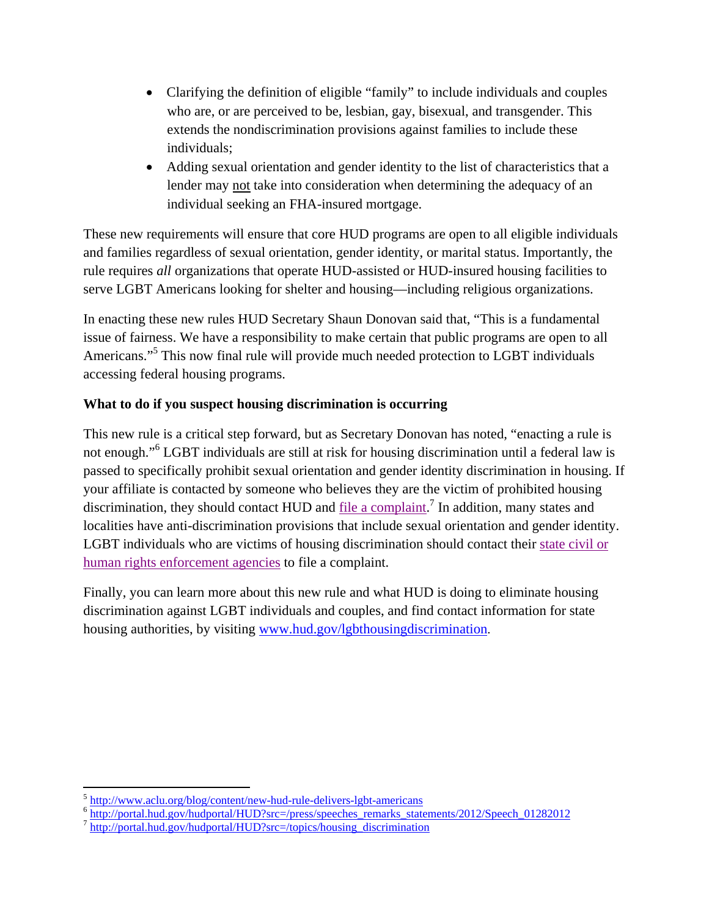- Clarifying the definition of eligible "family" to include individuals and couples who are, or are perceived to be, lesbian, gay, bisexual, and transgender. This extends the nondiscrimination provisions against families to include these individuals;
- Adding sexual orientation and gender identity to the list of characteristics that a lender may not take into consideration when determining the adequacy of an individual seeking an FHA-insured mortgage.

These new requirements will ensure that core HUD programs are open to all eligible individuals and families regardless of sexual orientation, gender identity, or marital status. Importantly, the rule requires *all* organizations that operate HUD-assisted or HUD-insured housing facilities to serve LGBT Americans looking for shelter and housing—including religious organizations.

In enacting these new rules HUD Secretary Shaun Donovan said that, "This is a fundamental issue of fairness. We have a responsibility to make certain that public programs are open to all Americans."[5] This now final rule will provide much needed protection to LGBT individuals accessing federal housing programs.

**What to do if you suspect housing discrimination is occurring**

This new rule is a critical step forward, but as Secretary Donovan has noted, "enacting a rule is not enough."[6] LGBT individuals are still at risk for housing discrimination until a federal law is passed to specifically prohibit sexual orientation and gender identity discrimination in housing. If your affiliate is contacted by someone who believes they are the victim of prohibited housing discrimination, they should contact HUD and file a complaint.[7] In addition, many states and localities have anti-discrimination provisions that include sexual orientation and gender identity. LGBT individuals who are victims of housing discrimination should contact their state civil or human rights enforcement agencies to file a complaint.

Finally, you can learn more about this new rule and what HUD is doing to eliminate housing discrimination against LGBT individuals and couples, and find contact information for state housing authorities, by visiting www.hud.gov/lgbthousingdiscrimination.

---

[5] http://www.aclu.org/blog/content/new-hud-rule-delivers-lgbt-americans

[6] http://portal.hud.gov/hudportal/HUD?src=/press/speeches_remarks_statements/2012/Speech_01282012

[7] http://portal.hud.gov/hudportal/HUD?src=/topics/housing_discrimination